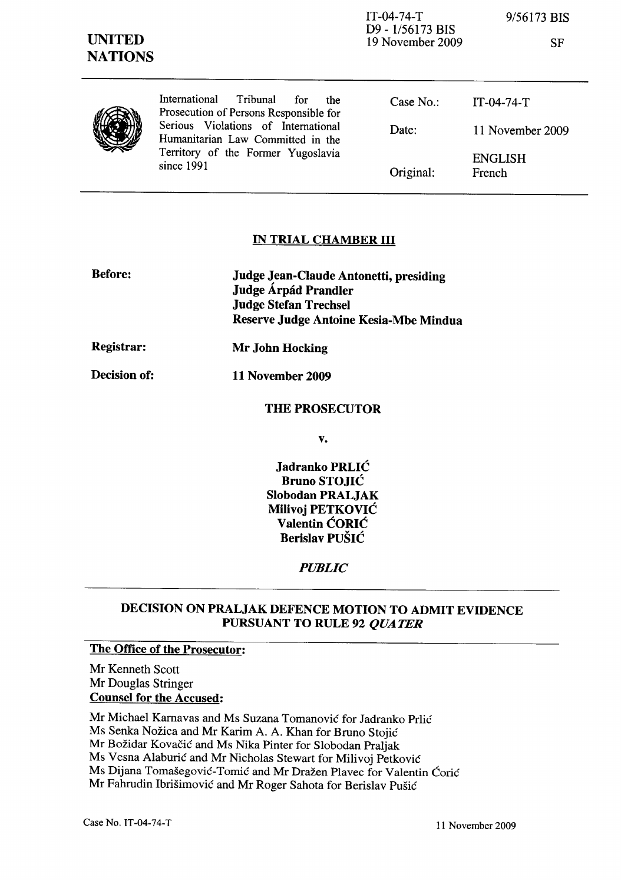IT-04-74-T
D9 - 1/56173 BIS
19 November 2009

9/56173 BIS

SF

**UNITED NATIONS**

International Tribunal for the Prosecution of Persons Responsible for Serious Violations of International Humanitarian Law Committed in the Territory of the Former Yugoslavia since 1991

| | |
|---|---|
| Case No.: | IT-04-74-T |
| Date: | 11 November 2009 |
| Original: | ENGLISH<br>French |

## IN TRIAL CHAMBER III

**Before:** **Judge Jean-Claude Antonetti, presiding**
**Judge Árpád Prandler**
**Judge Stefan Trechsel**
**Reserve Judge Antoine Kesia-Mbe Mindua**

**Registrar:** **Mr John Hocking**

**Decision of:** **11 November 2009**

**THE PROSECUTOR**

**v.**

**Jadranko PRLIĆ**
**Bruno STOJIĆ**
**Slobodan PRALJAK**
**Milivoj PETKOVIĆ**
**Valentin ĆORIĆ**
**Berislav PUŠIĆ**

***PUBLIC***

## DECISION ON PRALJAK DEFENCE MOTION TO ADMIT EVIDENCE PURSUANT TO RULE 92 *QUATER*

**The Office of the Prosecutor:**

Mr Kenneth Scott
Mr Douglas Stringer

**Counsel for the Accused:**

Mr Michael Karnavas and Ms Suzana Tomanović for Jadranko Prlić
Ms Senka Nožica and Mr Karim A. A. Khan for Bruno Stojić
Mr Božidar Kovačić and Ms Nika Pinter for Slobodan Praljak
Ms Vesna Alaburić and Mr Nicholas Stewart for Milivoj Petković
Ms Dijana Tomašegović-Tomić and Mr Dražen Plavec for Valentin Ćorić
Mr Fahrudin Ibrišimović and Mr Roger Sahota for Berislav Pušić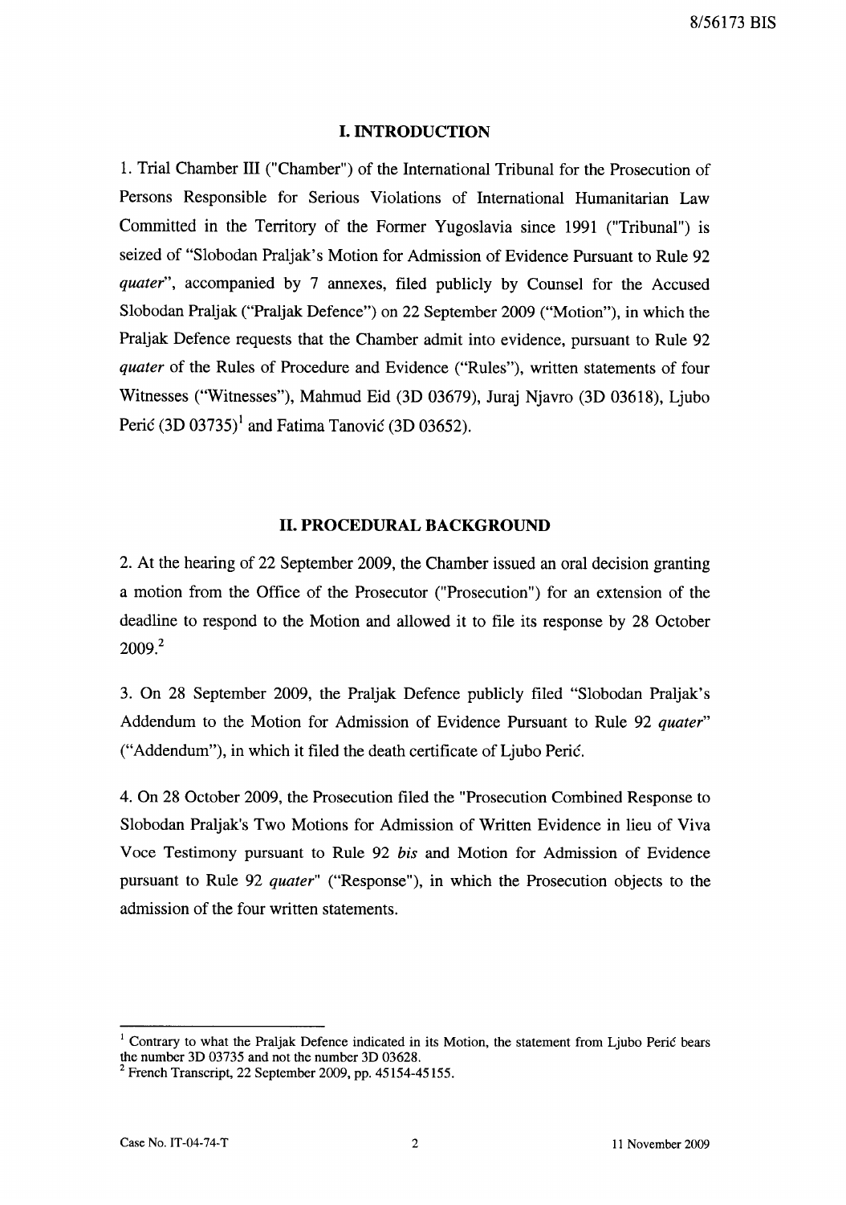## I. INTRODUCTION

1. Trial Chamber III ("Chamber") of the International Tribunal for the Prosecution of Persons Responsible for Serious Violations of International Humanitarian Law Committed in the Territory of the Former Yugoslavia since 1991 ("Tribunal") is seized of "Slobodan Praljak's Motion for Admission of Evidence Pursuant to Rule 92 *quater*", accompanied by 7 annexes, filed publicly by Counsel for the Accused Slobodan Praljak ("Praljak Defence") on 22 September 2009 ("Motion"), in which the Praljak Defence requests that the Chamber admit into evidence, pursuant to Rule 92 *quater* of the Rules of Procedure and Evidence ("Rules"), written statements of four Witnesses ("Witnesses"), Mahmud Eid (3D 03679), Juraj Njavro (3D 03618), Ljubo Perić (3D 03735)[1] and Fatima Tanović (3D 03652).

## II. PROCEDURAL BACKGROUND

2. At the hearing of 22 September 2009, the Chamber issued an oral decision granting a motion from the Office of the Prosecutor ("Prosecution") for an extension of the deadline to respond to the Motion and allowed it to file its response by 28 October 2009.[2]

3. On 28 September 2009, the Praljak Defence publicly filed "Slobodan Praljak's Addendum to the Motion for Admission of Evidence Pursuant to Rule 92 *quater*" ("Addendum"), in which it filed the death certificate of Ljubo Perić.

4. On 28 October 2009, the Prosecution filed the "Prosecution Combined Response to Slobodan Praljak's Two Motions for Admission of Written Evidence in lieu of Viva Voce Testimony pursuant to Rule 92 *bis* and Motion for Admission of Evidence pursuant to Rule 92 *quater*" ("Response"), in which the Prosecution objects to the admission of the four written statements.

---

[1] Contrary to what the Praljak Defence indicated in its Motion, the statement from Ljubo Perić bears the number 3D 03735 and not the number 3D 03628.

[2] French Transcript, 22 September 2009, pp. 45154-45155.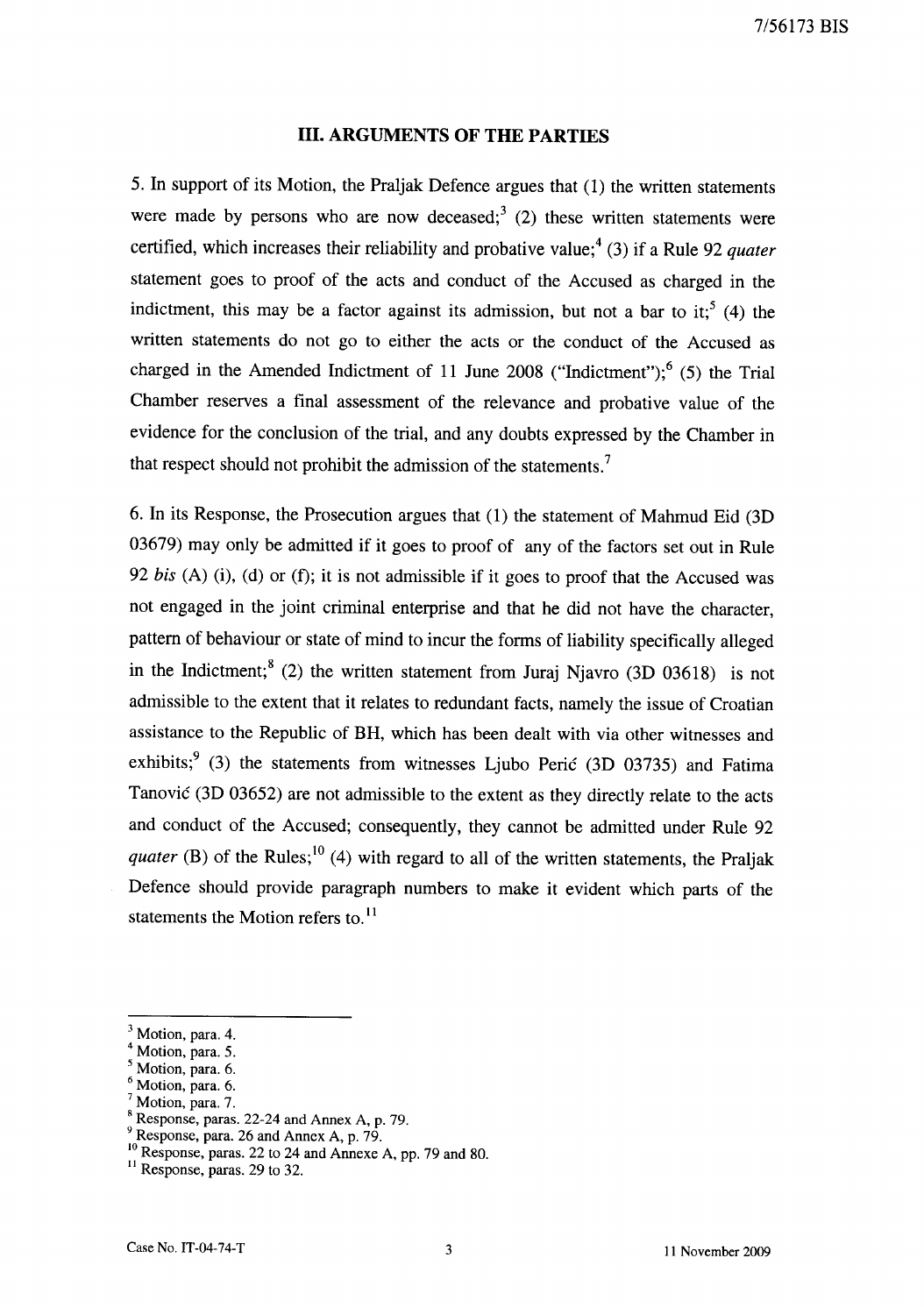## III. ARGUMENTS OF THE PARTIES

5. In support of its Motion, the Praljak Defence argues that (1) the written statements were made by persons who are now deceased;[3] (2) these written statements were certified, which increases their reliability and probative value;[4] (3) if a Rule 92 *quater* statement goes to proof of the acts and conduct of the Accused as charged in the indictment, this may be a factor against its admission, but not a bar to it;[5] (4) the written statements do not go to either the acts or the conduct of the Accused as charged in the Amended Indictment of 11 June 2008 ("Indictment");[6] (5) the Trial Chamber reserves a final assessment of the relevance and probative value of the evidence for the conclusion of the trial, and any doubts expressed by the Chamber in that respect should not prohibit the admission of the statements.[7]

6. In its Response, the Prosecution argues that (1) the statement of Mahmud Eid (3D 03679) may only be admitted if it goes to proof of any of the factors set out in Rule 92 *bis* (A) (i), (d) or (f); it is not admissible if it goes to proof that the Accused was not engaged in the joint criminal enterprise and that he did not have the character, pattern of behaviour or state of mind to incur the forms of liability specifically alleged in the Indictment;[8] (2) the written statement from Juraj Njavro (3D 03618) is not admissible to the extent that it relates to redundant facts, namely the issue of Croatian assistance to the Republic of BH, which has been dealt with via other witnesses and exhibits;[9] (3) the statements from witnesses Ljubo Perić (3D 03735) and Fatima Tanović (3D 03652) are not admissible to the extent as they directly relate to the acts and conduct of the Accused; consequently, they cannot be admitted under Rule 92 *quater* (B) of the Rules;[10] (4) with regard to all of the written statements, the Praljak Defence should provide paragraph numbers to make it evident which parts of the statements the Motion refers to.[11]

---

[3] Motion, para. 4.
[4] Motion, para. 5.
[5] Motion, para. 6.
[6] Motion, para. 6.
[7] Motion, para. 7.
[8] Response, paras. 22-24 and Annex A, p. 79.
[9] Response, para. 26 and Annex A, p. 79.
[10] Response, paras. 22 to 24 and Annexe A, pp. 79 and 80.
[11] Response, paras. 29 to 32.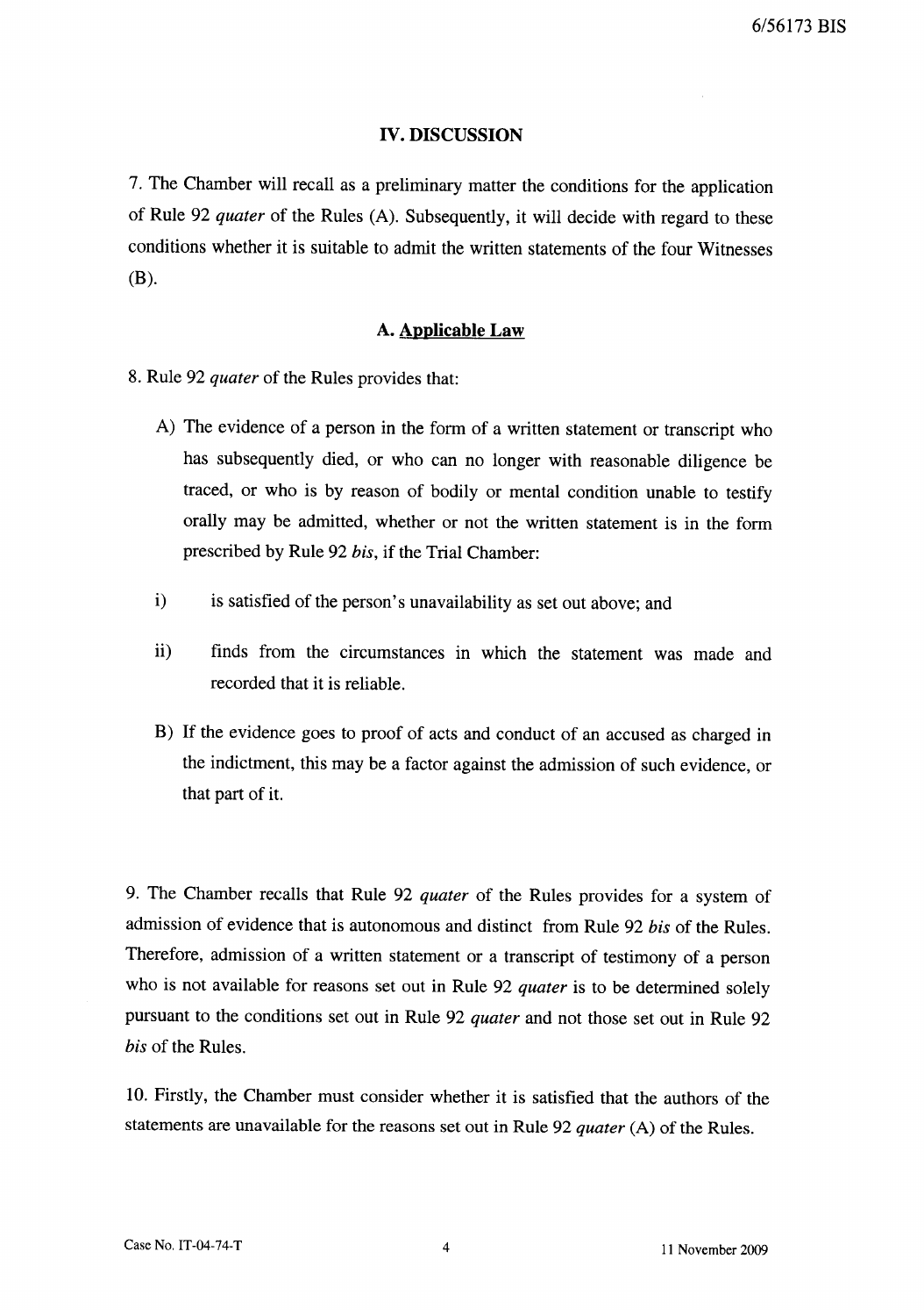## IV. DISCUSSION

7. The Chamber will recall as a preliminary matter the conditions for the application of Rule 92 *quater* of the Rules (A). Subsequently, it will decide with regard to these conditions whether it is suitable to admit the written statements of the four Witnesses (B).

### A. Applicable Law

8. Rule 92 *quater* of the Rules provides that:

A) The evidence of a person in the form of a written statement or transcript who has subsequently died, or who can no longer with reasonable diligence be traced, or who is by reason of bodily or mental condition unable to testify orally may be admitted, whether or not the written statement is in the form prescribed by Rule 92 *bis*, if the Trial Chamber:

i) is satisfied of the person's unavailability as set out above; and

ii) finds from the circumstances in which the statement was made and recorded that it is reliable.

B) If the evidence goes to proof of acts and conduct of an accused as charged in the indictment, this may be a factor against the admission of such evidence, or that part of it.

9. The Chamber recalls that Rule 92 *quater* of the Rules provides for a system of admission of evidence that is autonomous and distinct from Rule 92 *bis* of the Rules. Therefore, admission of a written statement or a transcript of testimony of a person who is not available for reasons set out in Rule 92 *quater* is to be determined solely pursuant to the conditions set out in Rule 92 *quater* and not those set out in Rule 92 *bis* of the Rules.

10. Firstly, the Chamber must consider whether it is satisfied that the authors of the statements are unavailable for the reasons set out in Rule 92 *quater* (A) of the Rules.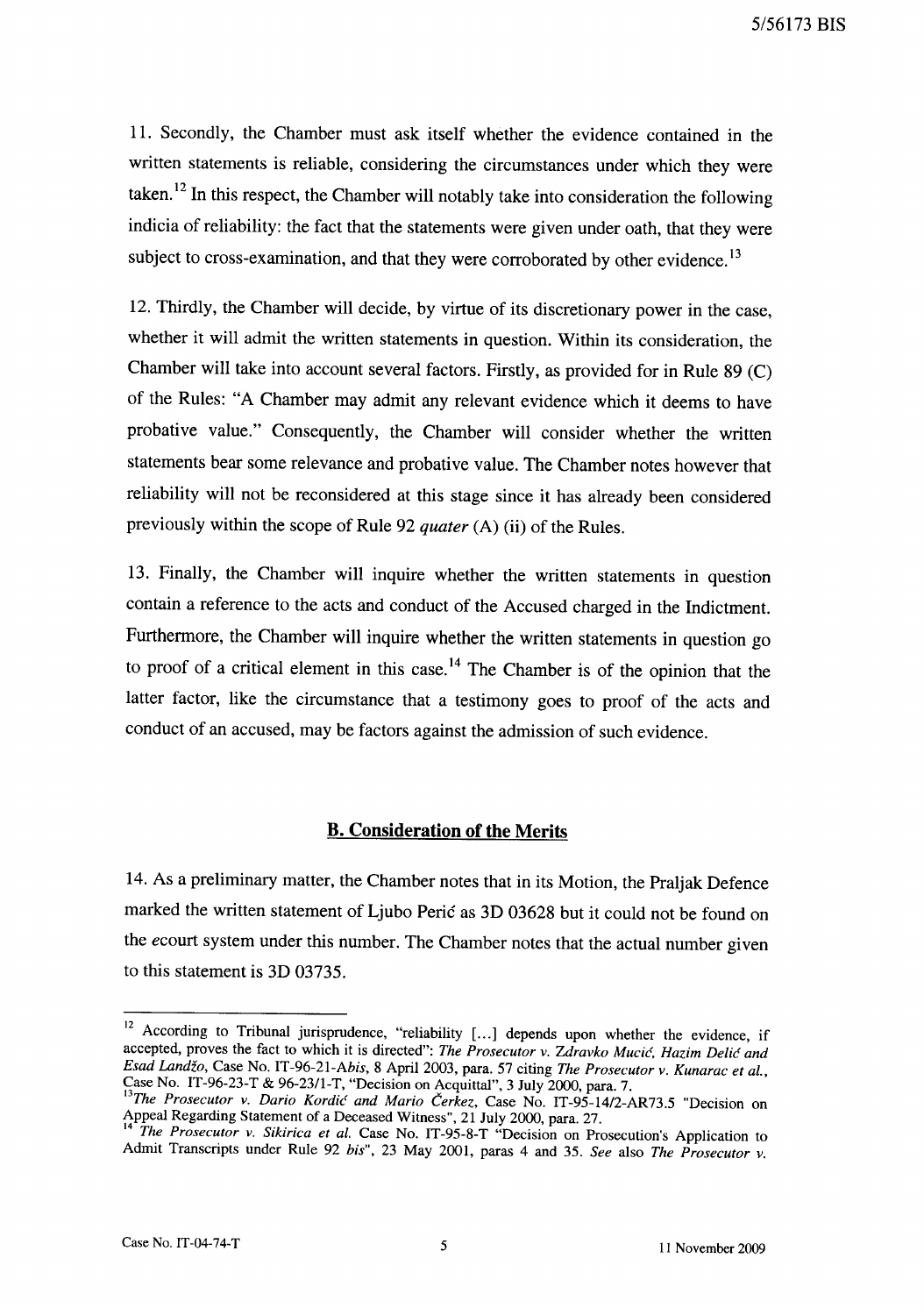11. Secondly, the Chamber must ask itself whether the evidence contained in the written statements is reliable, considering the circumstances under which they were taken.[12] In this respect, the Chamber will notably take into consideration the following indicia of reliability: the fact that the statements were given under oath, that they were subject to cross-examination, and that they were corroborated by other evidence.[13]

12. Thirdly, the Chamber will decide, by virtue of its discretionary power in the case, whether it will admit the written statements in question. Within its consideration, the Chamber will take into account several factors. Firstly, as provided for in Rule 89 (C) of the Rules: "A Chamber may admit any relevant evidence which it deems to have probative value." Consequently, the Chamber will consider whether the written statements bear some relevance and probative value. The Chamber notes however that reliability will not be reconsidered at this stage since it has already been considered previously within the scope of Rule 92 *quater* (A) (ii) of the Rules.

13. Finally, the Chamber will inquire whether the written statements in question contain a reference to the acts and conduct of the Accused charged in the Indictment. Furthermore, the Chamber will inquire whether the written statements in question go to proof of a critical element in this case.[14] The Chamber is of the opinion that the latter factor, like the circumstance that a testimony goes to proof of the acts and conduct of an accused, may be factors against the admission of such evidence.

## B. Consideration of the Merits

14. As a preliminary matter, the Chamber notes that in its Motion, the Praljak Defence marked the written statement of Ljubo Perić as 3D 03628 but it could not be found on the ecourt system under this number. The Chamber notes that the actual number given to this statement is 3D 03735.

---

[12] According to Tribunal jurisprudence, "reliability [...] depends upon whether the evidence, if accepted, proves the fact to which it is directed": *The Prosecutor v. Zdravko Mucić, Hazim Delić and Esad Landžo*, Case No. IT-96-21-A*bis*, 8 April 2003, para. 57 citing *The Prosecutor v. Kunarac et al.*, Case No. IT-96-23-T & 96-23/1-T, "Decision on Acquittal", 3 July 2000, para. 7.

[13] *The Prosecutor v. Dario Kordić and Mario Čerkez*, Case No. IT-95-14/2-AR73.5 "Decision on Appeal Regarding Statement of a Deceased Witness", 21 July 2000, para. 27.

[14] *The Prosecutor v. Sikirica et al.* Case No. IT-95-8-T "Decision on Prosecution's Application to Admit Transcripts under Rule 92 *bis*", 23 May 2001, paras 4 and 35. *See* also *The Prosecutor v.*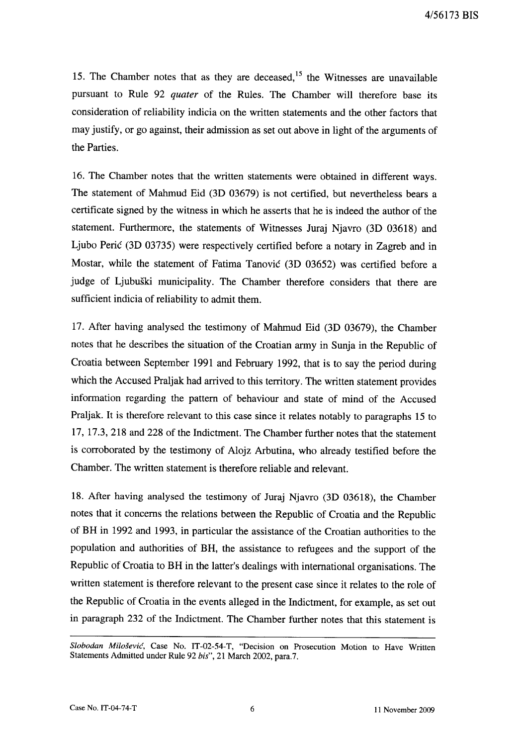15. The Chamber notes that as they are deceased,[15] the Witnesses are unavailable pursuant to Rule 92 *quater* of the Rules. The Chamber will therefore base its consideration of reliability indicia on the written statements and the other factors that may justify, or go against, their admission as set out above in light of the arguments of the Parties.

16. The Chamber notes that the written statements were obtained in different ways. The statement of Mahmud Eid (3D 03679) is not certified, but nevertheless bears a certificate signed by the witness in which he asserts that he is indeed the author of the statement. Furthermore, the statements of Witnesses Juraj Njavro (3D 03618) and Ljubo Perić (3D 03735) were respectively certified before a notary in Zagreb and in Mostar, while the statement of Fatima Tanović (3D 03652) was certified before a judge of Ljubuški municipality. The Chamber therefore considers that there are sufficient indicia of reliability to admit them.

17. After having analysed the testimony of Mahmud Eid (3D 03679), the Chamber notes that he describes the situation of the Croatian army in Sunja in the Republic of Croatia between September 1991 and February 1992, that is to say the period during which the Accused Praljak had arrived to this territory. The written statement provides information regarding the pattern of behaviour and state of mind of the Accused Praljak. It is therefore relevant to this case since it relates notably to paragraphs 15 to 17, 17.3, 218 and 228 of the Indictment. The Chamber further notes that the statement is corroborated by the testimony of Alojz Arbutina, who already testified before the Chamber. The written statement is therefore reliable and relevant.

18. After having analysed the testimony of Juraj Njavro (3D 03618), the Chamber notes that it concerns the relations between the Republic of Croatia and the Republic of BH in 1992 and 1993, in particular the assistance of the Croatian authorities to the population and authorities of BH, the assistance to refugees and the support of the Republic of Croatia to BH in the latter's dealings with international organisations. The written statement is therefore relevant to the present case since it relates to the role of the Republic of Croatia in the events alleged in the Indictment, for example, as set out in paragraph 232 of the Indictment. The Chamber further notes that this statement is

---

*Slobodan Milošević*, Case No. IT-02-54-T, "Decision on Prosecution Motion to Have Written Statements Admitted under Rule 92 *bis*", 21 March 2002, para.7.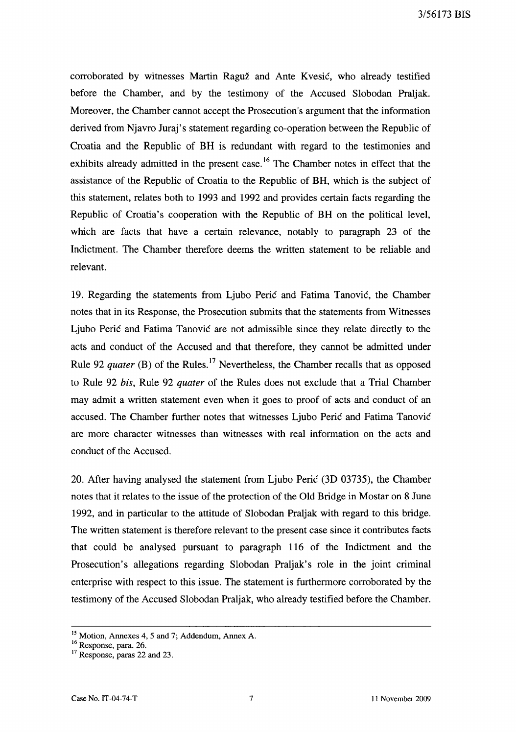corroborated by witnesses Martin Raguž and Ante Kvesić, who already testified before the Chamber, and by the testimony of the Accused Slobodan Praljak. Moreover, the Chamber cannot accept the Prosecution's argument that the information derived from Njavro Juraj's statement regarding co-operation between the Republic of Croatia and the Republic of BH is redundant with regard to the testimonies and exhibits already admitted in the present case.[16] The Chamber notes in effect that the assistance of the Republic of Croatia to the Republic of BH, which is the subject of this statement, relates both to 1993 and 1992 and provides certain facts regarding the Republic of Croatia's cooperation with the Republic of BH on the political level, which are facts that have a certain relevance, notably to paragraph 23 of the Indictment. The Chamber therefore deems the written statement to be reliable and relevant.

19. Regarding the statements from Ljubo Perić and Fatima Tanović, the Chamber notes that in its Response, the Prosecution submits that the statements from Witnesses Ljubo Perić and Fatima Tanović are not admissible since they relate directly to the acts and conduct of the Accused and that therefore, they cannot be admitted under Rule 92 *quater* (B) of the Rules.[17] Nevertheless, the Chamber recalls that as opposed to Rule 92 *bis*, Rule 92 *quater* of the Rules does not exclude that a Trial Chamber may admit a written statement even when it goes to proof of acts and conduct of an accused. The Chamber further notes that witnesses Ljubo Perić and Fatima Tanović are more character witnesses than witnesses with real information on the acts and conduct of the Accused.

20. After having analysed the statement from Ljubo Perić (3D 03735), the Chamber notes that it relates to the issue of the protection of the Old Bridge in Mostar on 8 June 1992, and in particular to the attitude of Slobodan Praljak with regard to this bridge. The written statement is therefore relevant to the present case since it contributes facts that could be analysed pursuant to paragraph 116 of the Indictment and the Prosecution's allegations regarding Slobodan Praljak's role in the joint criminal enterprise with respect to this issue. The statement is furthermore corroborated by the testimony of the Accused Slobodan Praljak, who already testified before the Chamber.

---

[15] Motion, Annexes 4, 5 and 7; Addendum, Annex A.

[16] Response, para. 26.

[17] Response, paras 22 and 23.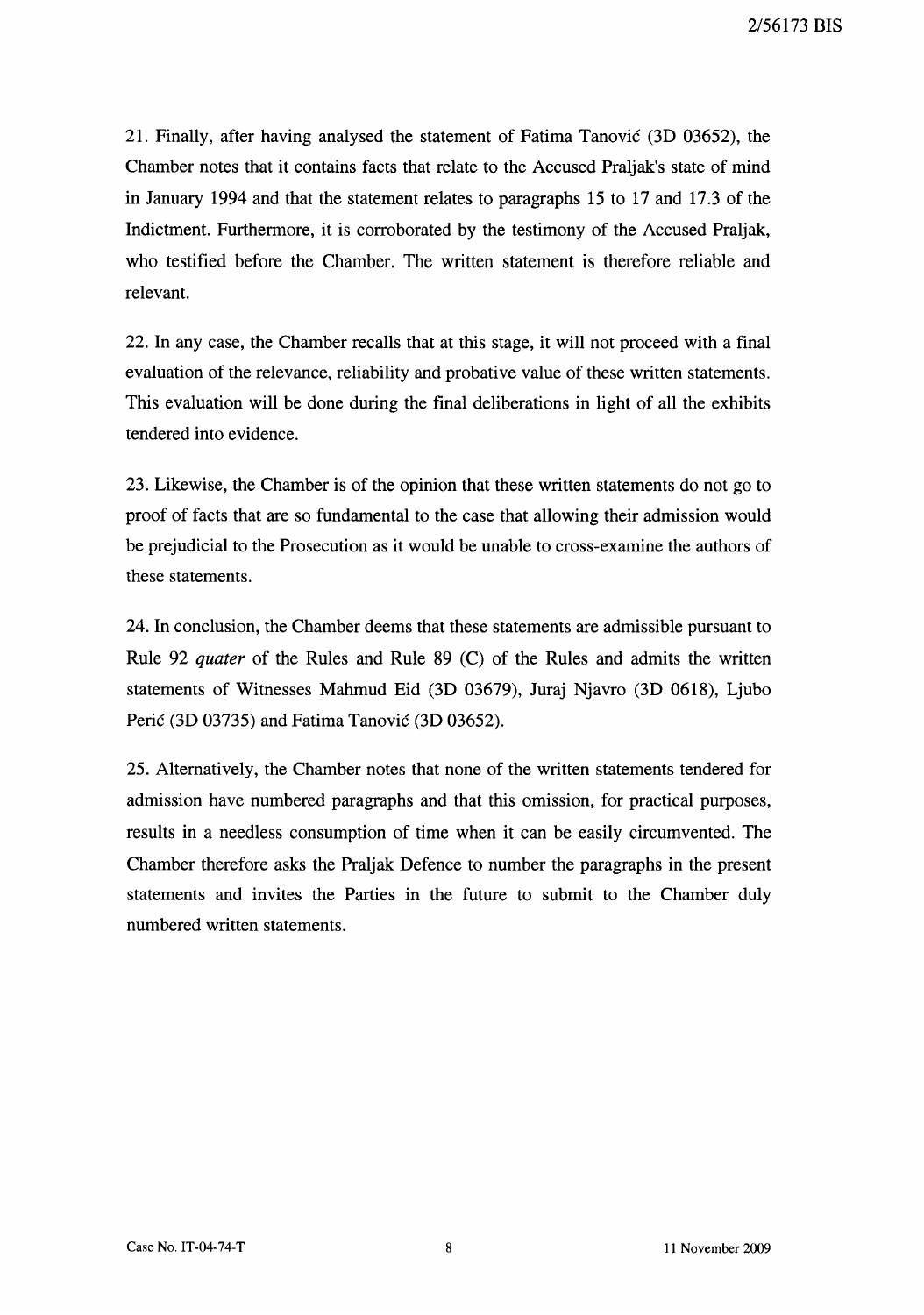21. Finally, after having analysed the statement of Fatima Tanović (3D 03652), the Chamber notes that it contains facts that relate to the Accused Praljak's state of mind in January 1994 and that the statement relates to paragraphs 15 to 17 and 17.3 of the Indictment. Furthermore, it is corroborated by the testimony of the Accused Praljak, who testified before the Chamber. The written statement is therefore reliable and relevant.

22. In any case, the Chamber recalls that at this stage, it will not proceed with a final evaluation of the relevance, reliability and probative value of these written statements. This evaluation will be done during the final deliberations in light of all the exhibits tendered into evidence.

23. Likewise, the Chamber is of the opinion that these written statements do not go to proof of facts that are so fundamental to the case that allowing their admission would be prejudicial to the Prosecution as it would be unable to cross-examine the authors of these statements.

24. In conclusion, the Chamber deems that these statements are admissible pursuant to Rule 92 *quater* of the Rules and Rule 89 (C) of the Rules and admits the written statements of Witnesses Mahmud Eid (3D 03679), Juraj Njavro (3D 0618), Ljubo Perić (3D 03735) and Fatima Tanović (3D 03652).

25. Alternatively, the Chamber notes that none of the written statements tendered for admission have numbered paragraphs and that this omission, for practical purposes, results in a needless consumption of time when it can be easily circumvented. The Chamber therefore asks the Praljak Defence to number the paragraphs in the present statements and invites the Parties in the future to submit to the Chamber duly numbered written statements.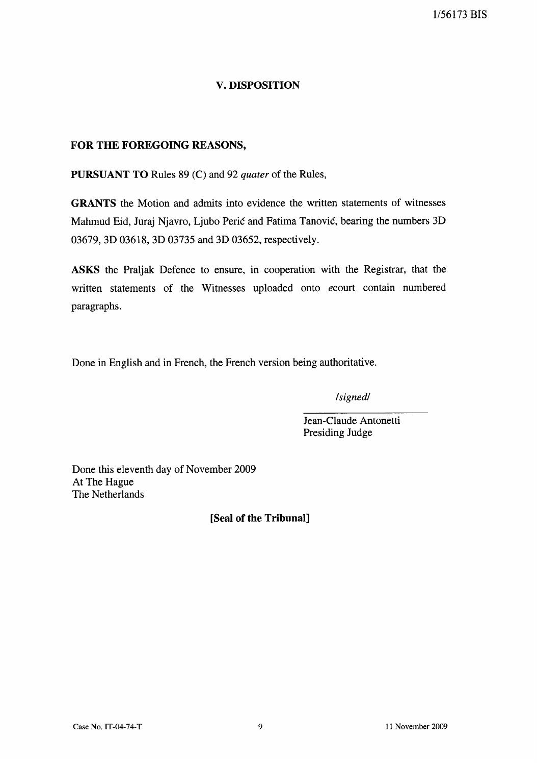## V. DISPOSITION

**FOR THE FOREGOING REASONS,**

**PURSUANT TO** Rules 89 (C) and 92 *quater* of the Rules,

**GRANTS** the Motion and admits into evidence the written statements of witnesses Mahmud Eid, Juraj Njavro, Ljubo Perić and Fatima Tanović, bearing the numbers 3D 03679, 3D 03618, 3D 03735 and 3D 03652, respectively.

**ASKS** the Praljak Defence to ensure, in cooperation with the Registrar, that the written statements of the Witnesses uploaded onto *e*court contain numbered paragraphs.

Done in English and in French, the French version being authoritative.

*/signed/*

Jean-Claude Antonetti
Presiding Judge

Done this eleventh day of November 2009
At The Hague
The Netherlands

**[Seal of the Tribunal]**